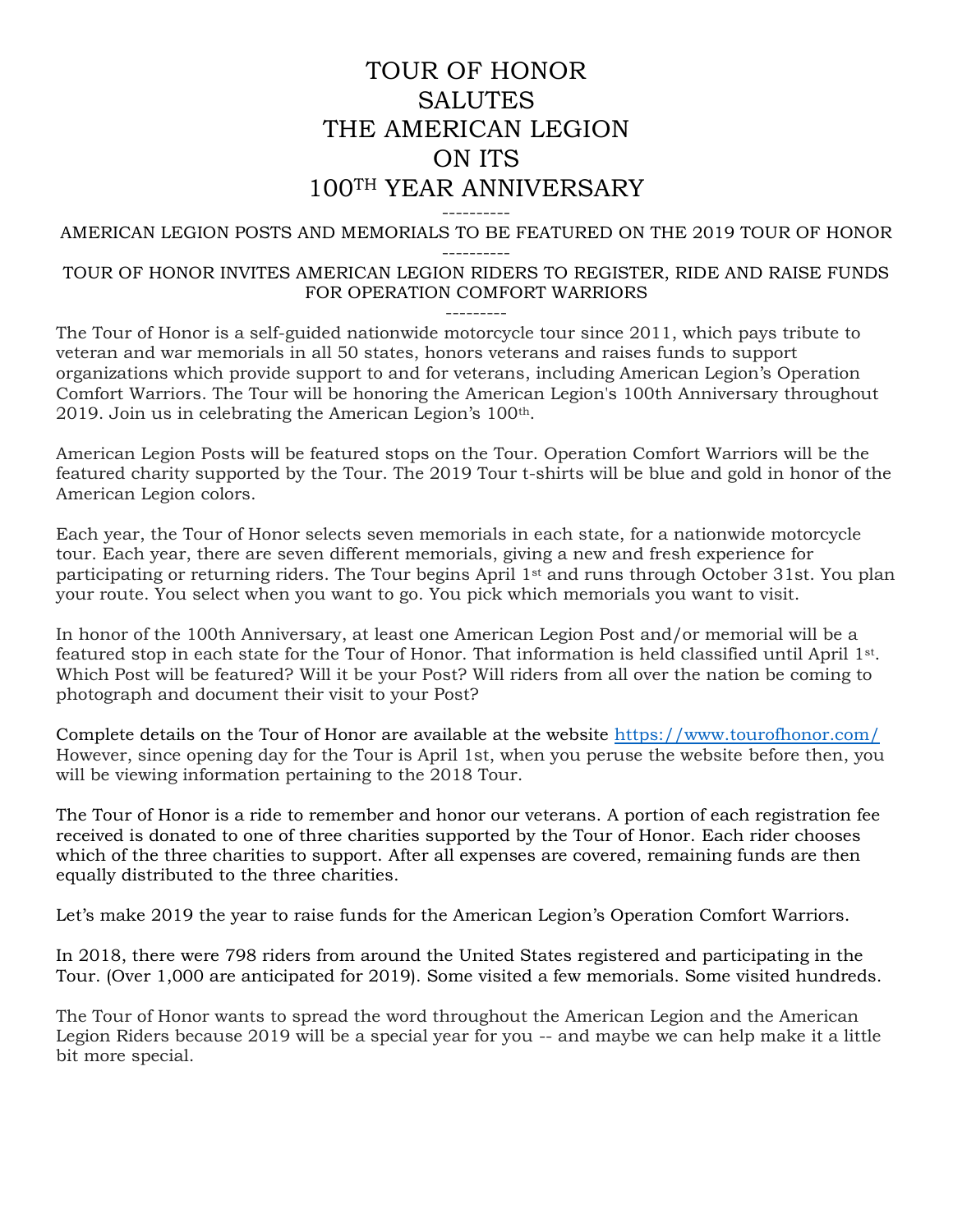# TOUR OF HONOR
# SALUTES
# THE AMERICAN LEGION
# ON ITS
# 100TH YEAR ANNIVERSARY

----------

AMERICAN LEGION POSTS AND MEMORIALS TO BE FEATURED ON THE 2019 TOUR OF HONOR

----------

TOUR OF HONOR INVITES AMERICAN LEGION RIDERS TO REGISTER, RIDE AND RAISE FUNDS FOR OPERATION COMFORT WARRIORS

---------

The Tour of Honor is a self-guided nationwide motorcycle tour since 2011, which pays tribute to veteran and war memorials in all 50 states, honors veterans and raises funds to support organizations which provide support to and for veterans, including American Legion's Operation Comfort Warriors. The Tour will be honoring the American Legion's 100th Anniversary throughout 2019. Join us in celebrating the American Legion's 100th.

American Legion Posts will be featured stops on the Tour. Operation Comfort Warriors will be the featured charity supported by the Tour. The 2019 Tour t-shirts will be blue and gold in honor of the American Legion colors.

Each year, the Tour of Honor selects seven memorials in each state, for a nationwide motorcycle tour. Each year, there are seven different memorials, giving a new and fresh experience for participating or returning riders. The Tour begins April 1st and runs through October 31st. You plan your route. You select when you want to go. You pick which memorials you want to visit.

In honor of the 100th Anniversary, at least one American Legion Post and/or memorial will be a featured stop in each state for the Tour of Honor. That information is held classified until April 1st. Which Post will be featured? Will it be your Post? Will riders from all over the nation be coming to photograph and document their visit to your Post?

Complete details on the Tour of Honor are available at the website https://www.tourofhonor.com/ However, since opening day for the Tour is April 1st, when you peruse the website before then, you will be viewing information pertaining to the 2018 Tour.

The Tour of Honor is a ride to remember and honor our veterans. A portion of each registration fee received is donated to one of three charities supported by the Tour of Honor. Each rider chooses which of the three charities to support. After all expenses are covered, remaining funds are then equally distributed to the three charities.

Let's make 2019 the year to raise funds for the American Legion's Operation Comfort Warriors.

In 2018, there were 798 riders from around the United States registered and participating in the Tour. (Over 1,000 are anticipated for 2019). Some visited a few memorials. Some visited hundreds.

The Tour of Honor wants to spread the word throughout the American Legion and the American Legion Riders because 2019 will be a special year for you -- and maybe we can help make it a little bit more special.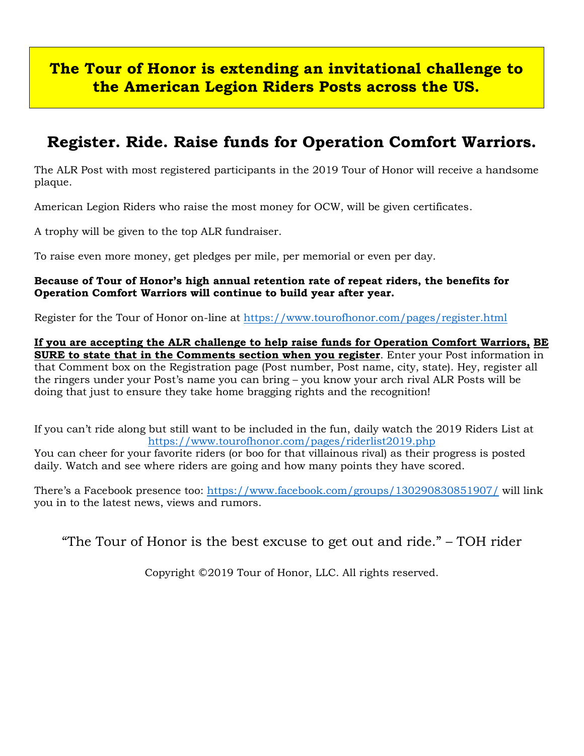# The Tour of Honor is extending an invitational challenge to the American Legion Riders Posts across the US.

## Register. Ride. Raise funds for Operation Comfort Warriors.

The ALR Post with most registered participants in the 2019 Tour of Honor will receive a handsome plaque.

American Legion Riders who raise the most money for OCW, will be given certificates.

A trophy will be given to the top ALR fundraiser.

To raise even more money, get pledges per mile, per memorial or even per day.

**Because of Tour of Honor's high annual retention rate of repeat riders, the benefits for Operation Comfort Warriors will continue to build year after year.**

Register for the Tour of Honor on-line at https://www.tourofhonor.com/pages/register.html

**If you are accepting the ALR challenge to help raise funds for Operation Comfort Warriors, BE SURE to state that in the Comments section when you register**. Enter your Post information in that Comment box on the Registration page (Post number, Post name, city, state). Hey, register all the ringers under your Post's name you can bring – you know your arch rival ALR Posts will be doing that just to ensure they take home bragging rights and the recognition!

If you can't ride along but still want to be included in the fun, daily watch the 2019 Riders List at https://www.tourofhonor.com/pages/riderlist2019.php
You can cheer for your favorite riders (or boo for that villainous rival) as their progress is posted daily. Watch and see where riders are going and how many points they have scored.

There's a Facebook presence too: https://www.facebook.com/groups/130290830851907/ will link you in to the latest news, views and rumors.

"The Tour of Honor is the best excuse to get out and ride." – TOH rider

Copyright ©2019 Tour of Honor, LLC. All rights reserved.